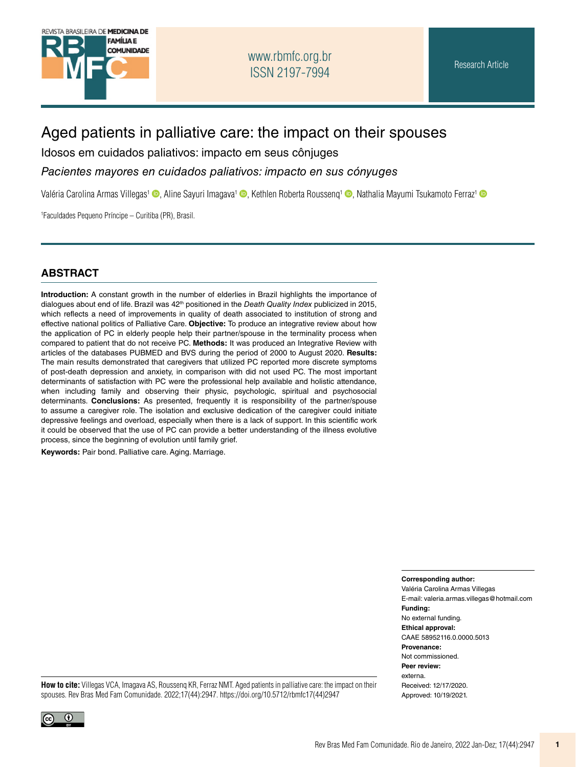# Aged patients in palliative care: the impact on their spouses

## Idosos em cuidados paliativos: impacto em seus cônjuges

## *Pacientes mayores en cuidados paliativos: impacto en sus cónyuges*

Valéria Carolina Armas Villegas[1], Aline Sayuri Imagava[1], Kethlen Roberta Roussenq[1], Nathalia Mayumi Tsukamoto Ferraz[1]

[1]Faculdades Pequeno Príncipe – Curitiba (PR), Brasil.

## ABSTRACT

**Introduction:** A constant growth in the number of elderlies in Brazil highlights the importance of dialogues about end of life. Brazil was 42[th] positioned in the *Death Quality Index* publicized in 2015, which reflects a need of improvements in quality of death associated to institution of strong and effective national politics of Palliative Care. **Objective:** To produce an integrative review about how the application of PC in elderly people help their partner/spouse in the terminality process when compared to patient that do not receive PC. **Methods:** It was produced an Integrative Review with articles of the databases PUBMED and BVS during the period of 2000 to August 2020. **Results:** The main results demonstrated that caregivers that utilized PC reported more discrete symptoms of post-death depression and anxiety, in comparison with did not used PC. The most important determinants of satisfaction with PC were the professional help available and holistic attendance, when including family and observing their physic, psychologic, spiritual and psychosocial determinants. **Conclusions:** As presented, frequently it is responsibility of the partner/spouse to assume a caregiver role. The isolation and exclusive dedication of the caregiver could initiate depressive feelings and overload, especially when there is a lack of support. In this scientific work it could be observed that the use of PC can provide a better understanding of the illness evolutive process, since the beginning of evolution until family grief.

**Keywords:** Pair bond. Palliative care. Aging. Marriage.

**Corresponding author:**
Valéria Carolina Armas Villegas
E-mail: valeria.armas.villegas@hotmail.com
**Funding:**
No external funding.
**Ethical approval:**
CAAE 58952116.0.0000.5013
**Provenance:**
Not commissioned.
**Peer review:**
externa.
Received: 12/17/2020.
Approved: 10/19/2021.

**How to cite:** Villegas VCA, Imagava AS, Roussenq KR, Ferraz NMT. Aged patients in palliative care: the impact on their spouses. Rev Bras Med Fam Comunidade. 2022;17(44):2947. https://doi.org/10.5712/rbmfc17(44)2947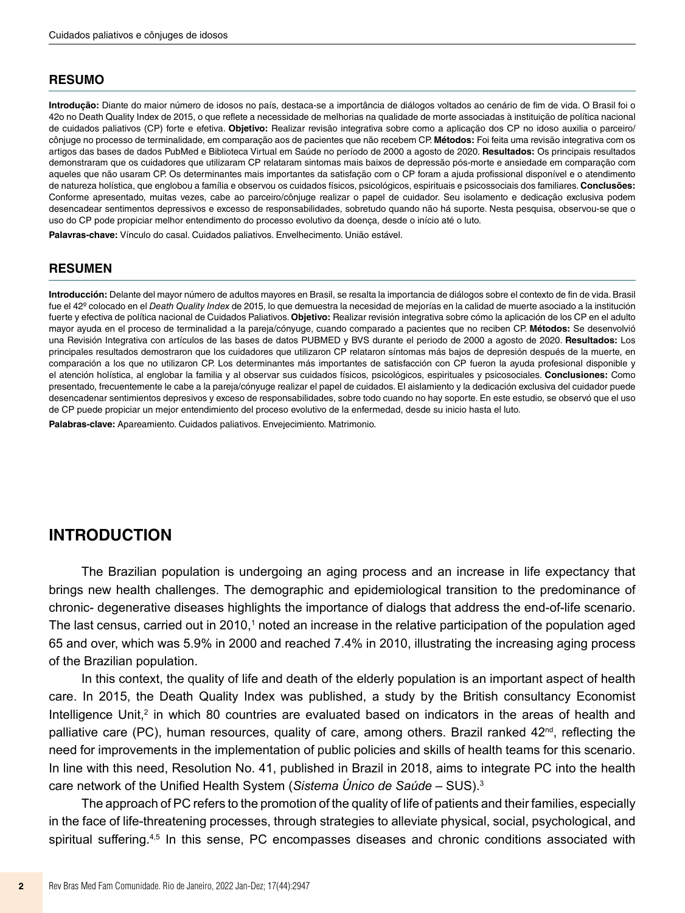## RESUMO

**Introdução:** Diante do maior número de idosos no país, destaca-se a importância de diálogos voltados ao cenário de fim de vida. O Brasil foi o 42o no Death Quality Index de 2015, o que reflete a necessidade de melhorias na qualidade de morte associadas à instituição de política nacional de cuidados paliativos (CP) forte e efetiva. **Objetivo:** Realizar revisão integrativa sobre como a aplicação dos CP no idoso auxilia o parceiro/cônjuge no processo de terminalidade, em comparação aos de pacientes que não recebem CP. **Métodos:** Foi feita uma revisão integrativa com os artigos das bases de dados PubMed e Biblioteca Virtual em Saúde no período de 2000 a agosto de 2020. **Resultados:** Os principais resultados demonstraram que os cuidadores que utilizaram CP relataram sintomas mais baixos de depressão pós-morte e ansiedade em comparação com aqueles que não usaram CP. Os determinantes mais importantes da satisfação com o CP foram a ajuda profissional disponível e o atendimento de natureza holística, que englobou a família e observou os cuidados físicos, psicológicos, espirituais e psicossociais dos familiares. **Conclusões:** Conforme apresentado, muitas vezes, cabe ao parceiro/cônjuge realizar o papel de cuidador. Seu isolamento e dedicação exclusiva podem desencadear sentimentos depressivos e excesso de responsabilidades, sobretudo quando não há suporte. Nesta pesquisa, observou-se que o uso do CP pode propiciar melhor entendimento do processo evolutivo da doença, desde o início até o luto.

**Palavras-chave:** Vínculo do casal. Cuidados paliativos. Envelhecimento. União estável.

## RESUMEN

**Introducción:** Delante del mayor número de adultos mayores en Brasil, se resalta la importancia de diálogos sobre el contexto de fin de vida. Brasil fue el 42º colocado en el *Death Quality Index* de 2015, lo que demuestra la necesidad de mejorías en la calidad de muerte asociado a la institución fuerte y efectiva de política nacional de Cuidados Paliativos. **Objetivo:** Realizar revisión integrativa sobre cómo la aplicación de los CP en el adulto mayor ayuda en el proceso de terminalidad a la pareja/cónyuge, cuando comparado a pacientes que no reciben CP. **Métodos:** Se desenvolvió una Revisión Integrativa con artículos de las bases de datos PUBMED y BVS durante el periodo de 2000 a agosto de 2020. **Resultados:** Los principales resultados demostraron que los cuidadores que utilizaron CP relataron síntomas más bajos de depresión después de la muerte, en comparación a los que no utilizaron CP. Los determinantes más importantes de satisfacción con CP fueron la ayuda profesional disponible y el atención holística, al englobar la familia y al observar sus cuidados físicos, psicológicos, espirituales y psicosociales. **Conclusiones:** Como presentado, frecuentemente le cabe a la pareja/cónyuge realizar el papel de cuidados. El aislamiento y la dedicación exclusiva del cuidador puede desencadenar sentimientos depresivos y exceso de responsabilidades, sobre todo cuando no hay soporte. En este estudio, se observó que el uso de CP puede propiciar un mejor entendimiento del proceso evolutivo de la enfermedad, desde su inicio hasta el luto.

**Palabras-clave:** Apareamiento. Cuidados paliativos. Envejecimiento. Matrimonio.

# INTRODUCTION

The Brazilian population is undergoing an aging process and an increase in life expectancy that brings new health challenges. The demographic and epidemiological transition to the predominance of chronic- degenerative diseases highlights the importance of dialogs that address the end-of-life scenario. The last census, carried out in 2010,[1] noted an increase in the relative participation of the population aged 65 and over, which was 5.9% in 2000 and reached 7.4% in 2010, illustrating the increasing aging process of the Brazilian population.

In this context, the quality of life and death of the elderly population is an important aspect of health care. In 2015, the Death Quality Index was published, a study by the British consultancy Economist Intelligence Unit,[2] in which 80 countries are evaluated based on indicators in the areas of health and palliative care (PC), human resources, quality of care, among others. Brazil ranked 42nd, reflecting the need for improvements in the implementation of public policies and skills of health teams for this scenario. In line with this need, Resolution No. 41, published in Brazil in 2018, aims to integrate PC into the health care network of the Unified Health System (*Sistema Único de Saúde* – SUS).[3]

The approach of PC refers to the promotion of the quality of life of patients and their families, especially in the face of life-threatening processes, through strategies to alleviate physical, social, psychological, and spiritual suffering.[4,5] In this sense, PC encompasses diseases and chronic conditions associated with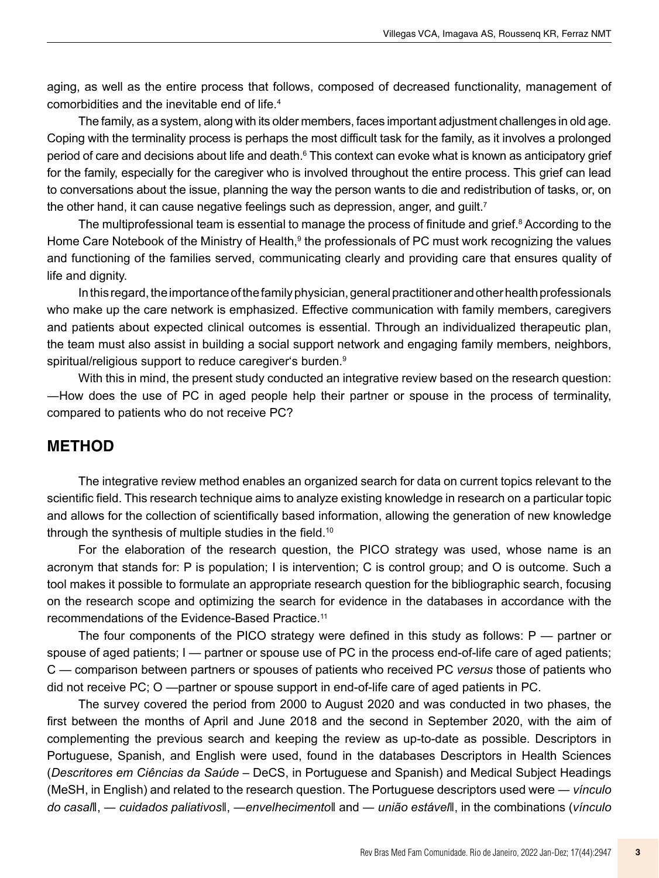aging, as well as the entire process that follows, composed of decreased functionality, management of comorbidities and the inevitable end of life.[4]

The family, as a system, along with its older members, faces important adjustment challenges in old age. Coping with the terminality process is perhaps the most difficult task for the family, as it involves a prolonged period of care and decisions about life and death.[6] This context can evoke what is known as anticipatory grief for the family, especially for the caregiver who is involved throughout the entire process. This grief can lead to conversations about the issue, planning the way the person wants to die and redistribution of tasks, or, on the other hand, it can cause negative feelings such as depression, anger, and guilt.[7]

The multiprofessional team is essential to manage the process of finitude and grief.[8] According to the Home Care Notebook of the Ministry of Health,[9] the professionals of PC must work recognizing the values and functioning of the families served, communicating clearly and providing care that ensures quality of life and dignity.

In this regard, the importance of the family physician, general practitioner and other health professionals who make up the care network is emphasized. Effective communication with family members, caregivers and patients about expected clinical outcomes is essential. Through an individualized therapeutic plan, the team must also assist in building a social support network and engaging family members, neighbors, spiritual/religious support to reduce caregiver's burden.[9]

With this in mind, the present study conducted an integrative review based on the research question: —How does the use of PC in aged people help their partner or spouse in the process of terminality, compared to patients who do not receive PC?

## METHOD

The integrative review method enables an organized search for data on current topics relevant to the scientific field. This research technique aims to analyze existing knowledge in research on a particular topic and allows for the collection of scientifically based information, allowing the generation of new knowledge through the synthesis of multiple studies in the field.[10]

For the elaboration of the research question, the PICO strategy was used, whose name is an acronym that stands for: P is population; I is intervention; C is control group; and O is outcome. Such a tool makes it possible to formulate an appropriate research question for the bibliographic search, focusing on the research scope and optimizing the search for evidence in the databases in accordance with the recommendations of the Evidence-Based Practice.[11]

The four components of the PICO strategy were defined in this study as follows: P — partner or spouse of aged patients; I — partner or spouse use of PC in the process end-of-life care of aged patients; C — comparison between partners or spouses of patients who received PC *versus* those of patients who did not receive PC; O —partner or spouse support in end-of-life care of aged patients in PC.

The survey covered the period from 2000 to August 2020 and was conducted in two phases, the first between the months of April and June 2018 and the second in September 2020, with the aim of complementing the previous search and keeping the review as up-to-date as possible. Descriptors in Portuguese, Spanish, and English were used, found in the databases Descriptors in Health Sciences (*Descritores em Ciências da Saúde* – DeCS, in Portuguese and Spanish) and Medical Subject Headings (MeSH, in English) and related to the research question. The Portuguese descriptors used were — *vínculo do casal*‖, — *cuidados paliativos*‖, —*envelhecimento*‖ and — *união estável*‖, in the combinations (*vínculo*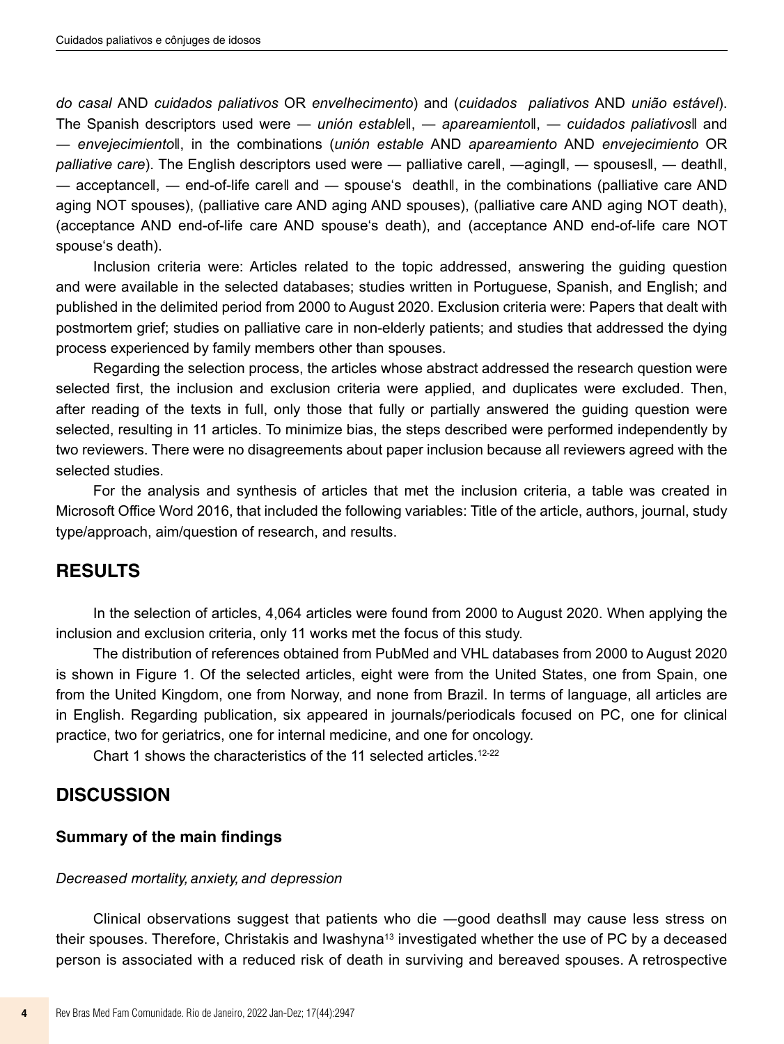*do casal* AND *cuidados paliativos* OR *envelhecimento*) and (*cuidados paliativos* AND *união estável*). The Spanish descriptors used were — *unión estable*‖, — *apareamiento*‖, — *cuidados paliativos*‖ and — *envejecimiento*‖, in the combinations (*unión estable* AND *apareamiento* AND *envejecimiento* OR *palliative care*). The English descriptors used were — palliative care‖, —aging‖, — spouses‖, — death‖, — acceptance‖, — end-of-life care‖ and — spouse's death‖, in the combinations (palliative care AND aging NOT spouses), (palliative care AND aging AND spouses), (palliative care AND aging NOT death), (acceptance AND end-of-life care AND spouse's death), and (acceptance AND end-of-life care NOT spouse's death).

Inclusion criteria were: Articles related to the topic addressed, answering the guiding question and were available in the selected databases; studies written in Portuguese, Spanish, and English; and published in the delimited period from 2000 to August 2020. Exclusion criteria were: Papers that dealt with postmortem grief; studies on palliative care in non-elderly patients; and studies that addressed the dying process experienced by family members other than spouses.

Regarding the selection process, the articles whose abstract addressed the research question were selected first, the inclusion and exclusion criteria were applied, and duplicates were excluded. Then, after reading of the texts in full, only those that fully or partially answered the guiding question were selected, resulting in 11 articles. To minimize bias, the steps described were performed independently by two reviewers. There were no disagreements about paper inclusion because all reviewers agreed with the selected studies.

For the analysis and synthesis of articles that met the inclusion criteria, a table was created in Microsoft Office Word 2016, that included the following variables: Title of the article, authors, journal, study type/approach, aim/question of research, and results.

## RESULTS

In the selection of articles, 4,064 articles were found from 2000 to August 2020. When applying the inclusion and exclusion criteria, only 11 works met the focus of this study.

The distribution of references obtained from PubMed and VHL databases from 2000 to August 2020 is shown in Figure 1. Of the selected articles, eight were from the United States, one from Spain, one from the United Kingdom, one from Norway, and none from Brazil. In terms of language, all articles are in English. Regarding publication, six appeared in journals/periodicals focused on PC, one for clinical practice, two for geriatrics, one for internal medicine, and one for oncology.

Chart 1 shows the characteristics of the 11 selected articles.[12-22]

## DISCUSSION

### Summary of the main findings

*Decreased mortality, anxiety, and depression*

Clinical observations suggest that patients who die —good deaths‖ may cause less stress on their spouses. Therefore, Christakis and Iwashyna[13] investigated whether the use of PC by a deceased person is associated with a reduced risk of death in surviving and bereaved spouses. A retrospective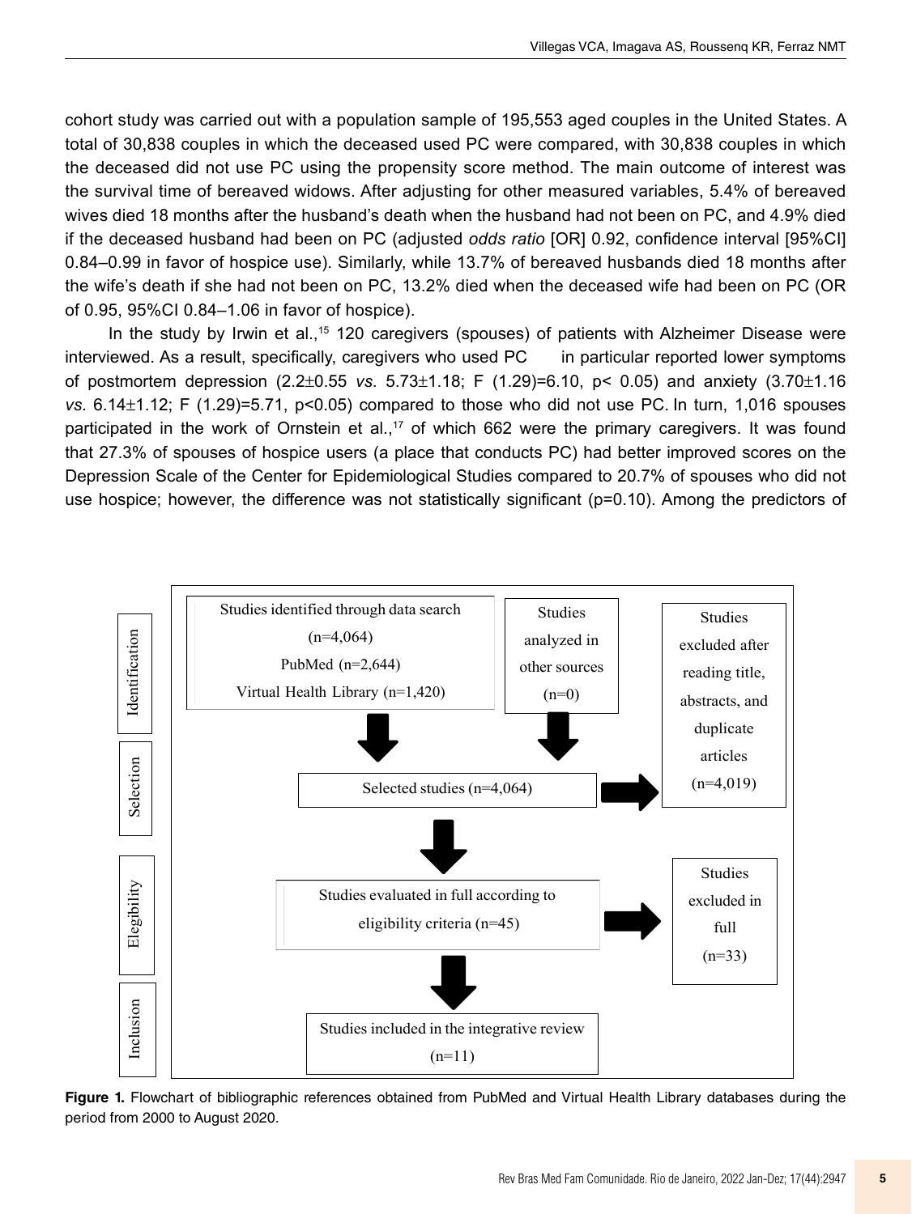cohort study was carried out with a population sample of 195,553 aged couples in the United States. A total of 30,838 couples in which the deceased used PC were compared, with 30,838 couples in which the deceased did not use PC using the propensity score method. The main outcome of interest was the survival time of bereaved widows. After adjusting for other measured variables, 5.4% of bereaved wives died 18 months after the husband's death when the husband had not been on PC, and 4.9% died if the deceased husband had been on PC (adjusted *odds ratio* [OR] 0.92, confidence interval [95%CI] 0.84–0.99 in favor of hospice use). Similarly, while 13.7% of bereaved husbands died 18 months after the wife's death if she had not been on PC, 13.2% died when the deceased wife had been on PC (OR of 0.95, 95%CI 0.84–1.06 in favor of hospice).

In the study by Irwin et al.,[15] 120 caregivers (spouses) of patients with Alzheimer Disease were interviewed. As a result, specifically, caregivers who used PC in particular reported lower symptoms of postmortem depression (2.2±0.55 *vs.* 5.73±1.18; $F(1.29)=6.10$, $p< 0.05$) and anxiety (3.70±1.16 *vs*. 6.14±1.12; $F(1.29)=5.71$, $p<0.05$) compared to those who did not use PC. In turn, 1,016 spouses participated in the work of Ornstein et al.,[17] of which 662 were the primary caregivers. It was found that 27.3% of spouses of hospice users (a place that conducts PC) had better improved scores on the Depression Scale of the Center for Epidemiological Studies compared to 20.7% of spouses who did not use hospice; however, the difference was not statistically significant ($p=0.10$). Among the predictors of

Identification: Studies identified through data search (n=4,064) — PubMed (n=2,644); Virtual Health Library (n=1,420). Studies analyzed in other sources (n=0).

Selection: Selected studies (n=4,064) → Studies excluded after reading title, abstracts, and duplicate articles (n=4,019).

Elegibility: Studies evaluated in full according to eligibility criteria (n=45) → Studies excluded in full (n=33).

Inclusion: Studies included in the integrative review (n=11).

**Figure 1.** Flowchart of bibliographic references obtained from PubMed and Virtual Health Library databases during the period from 2000 to August 2020.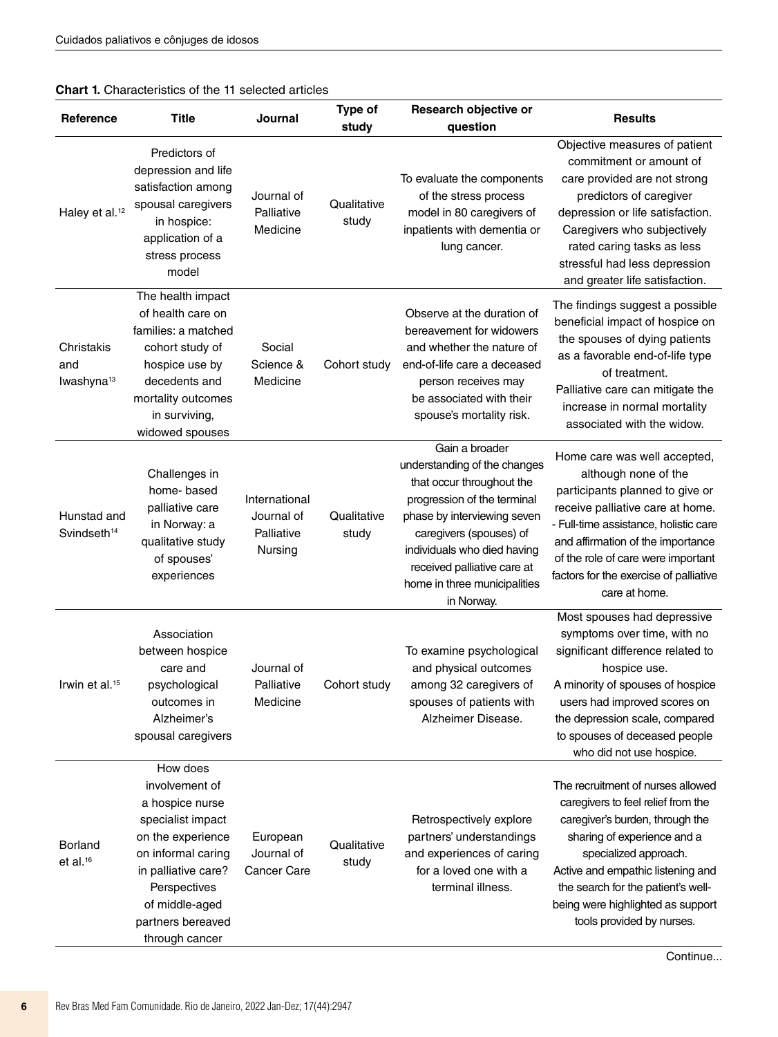**Chart 1.** Characteristics of the 11 selected articles

| Reference | Title | Journal | Type of study | Research objective or question | Results |
|---|---|---|---|---|---|
| Haley et al.[12] | Predictors of depression and life satisfaction among spousal caregivers in hospice: application of a stress process model | Journal of Palliative Medicine | Qualitative study | To evaluate the components of the stress process model in 80 caregivers of inpatients with dementia or lung cancer. | Objective measures of patient commitment or amount of care provided are not strong predictors of caregiver depression or life satisfaction. Caregivers who subjectively rated caring tasks as less stressful had less depression and greater life satisfaction. |
| Christakis and Iwashyna[13] | The health impact of health care on families: a matched cohort study of hospice use by decedents and mortality outcomes in surviving, widowed spouses | Social Science & Medicine | Cohort study | Observe at the duration of bereavement for widowers and whether the nature of end-of-life care a deceased person receives may be associated with their spouse's mortality risk. | The findings suggest a possible beneficial impact of hospice on the spouses of dying patients as a favorable end-of-life type of treatment. Palliative care can mitigate the increase in normal mortality associated with the widow. |
| Hunstad and Svindseth[14] | Challenges in home- based palliative care in Norway: a qualitative study of spouses' experiences | International Journal of Palliative Nursing | Qualitative study | Gain a broader understanding of the changes that occur throughout the progression of the terminal phase by interviewing seven caregivers (spouses) of individuals who died having received palliative care at home in three municipalities in Norway. | Home care was well accepted, although none of the participants planned to give or receive palliative care at home. - Full-time assistance, holistic care and affirmation of the importance of the role of care were important factors for the exercise of palliative care at home. |
| Irwin et al.[15] | Association between hospice care and psychological outcomes in Alzheimer's spousal caregivers | Journal of Palliative Medicine | Cohort study | To examine psychological and physical outcomes among 32 caregivers of spouses of patients with Alzheimer Disease. | Most spouses had depressive symptoms over time, with no significant difference related to hospice use. A minority of spouses of hospice users had improved scores on the depression scale, compared to spouses of deceased people who did not use hospice. |
| Borland et al.[16] | How does involvement of a hospice nurse specialist impact on the experience on informal caring in palliative care? Perspectives of middle-aged partners bereaved through cancer | European Journal of Cancer Care | Qualitative study | Retrospectively explore partners' understandings and experiences of caring for a loved one with a terminal illness. | The recruitment of nurses allowed caregivers to feel relief from the caregiver's burden, through the sharing of experience and a specialized approach. Active and empathic listening and the search for the patient's well-being were highlighted as support tools provided by nurses. |

Continue...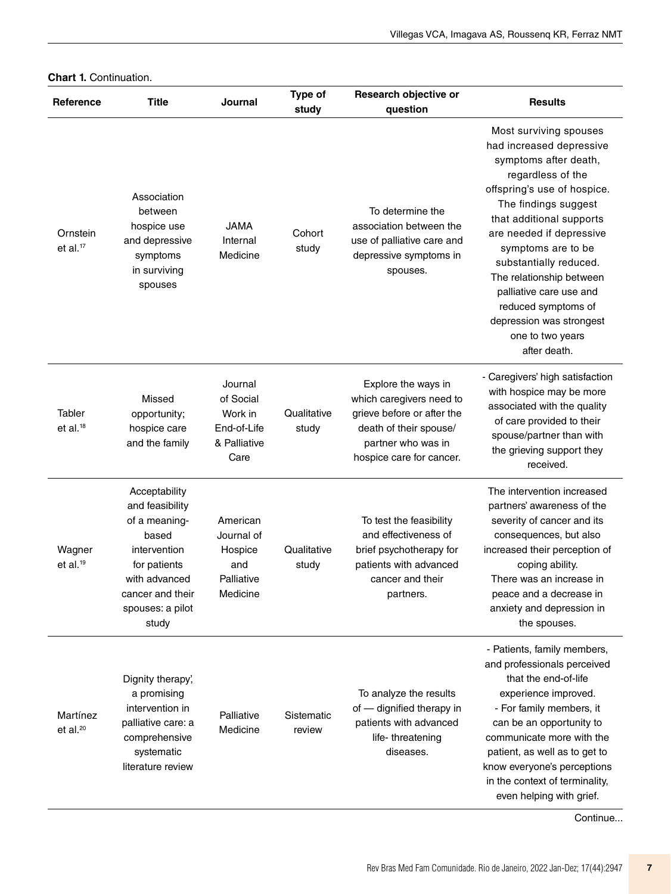**Chart 1.** Continuation.

| Reference | Title | Journal | Type of study | Research objective or question | Results |
|---|---|---|---|---|---|
| Ornstein et al.[17] | Association between hospice use and depressive symptoms in surviving spouses | JAMA Internal Medicine | Cohort study | To determine the association between the use of palliative care and depressive symptoms in spouses. | Most surviving spouses had increased depressive symptoms after death, regardless of the offspring's use of hospice. The findings suggest that additional supports are needed if depressive symptoms are to be substantially reduced. The relationship between palliative care use and reduced symptoms of depression was strongest one to two years after death. |
| Tabler et al.[18] | Missed opportunity; hospice care and the family | Journal of Social Work in End-of-Life & Palliative Care | Qualitative study | Explore the ways in which caregivers need to grieve before or after the death of their spouse/ partner who was in hospice care for cancer. | - Caregivers' high satisfaction with hospice may be more associated with the quality of care provided to their spouse/partner than with the grieving support they received. |
| Wagner et al.[19] | Acceptability and feasibility of a meaning-based intervention for patients with advanced cancer and their spouses: a pilot study | American Journal of Hospice and Palliative Medicine | Qualitative study | To test the feasibility and effectiveness of brief psychotherapy for patients with advanced cancer and their partners. | The intervention increased partners' awareness of the severity of cancer and its consequences, but also increased their perception of coping ability. There was an increase in peace and a decrease in anxiety and depression in the spouses. |
| Martínez et al.[20] | Dignity therapy', a promising intervention in palliative care: a comprehensive systematic literature review | Palliative Medicine | Sistematic review | To analyze the results of — dignified therapy in patients with advanced life- threatening diseases. | - Patients, family members, and professionals perceived that the end-of-life experience improved.<br>- For family members, it can be an opportunity to communicate more with the patient, as well as to get to know everyone's perceptions in the context of terminality, even helping with grief. |

Continue...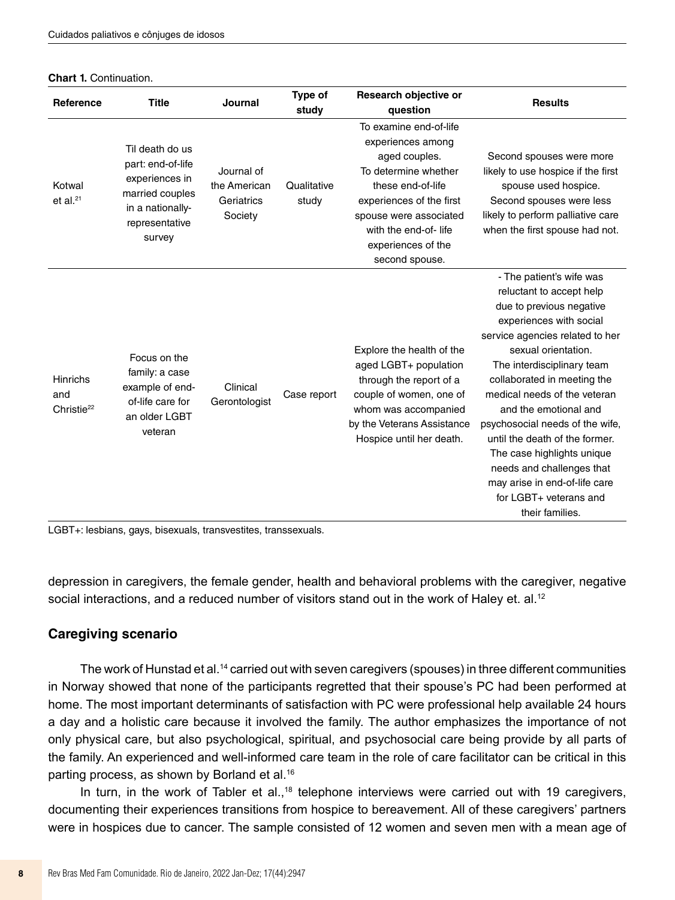**Chart 1.** Continuation.

| Reference | Title | Journal | Type of study | Research objective or question | Results |
|---|---|---|---|---|---|
| Kotwal et al.[21] | Til death do us part: end-of-life experiences in married couples in a nationally-representative survey | Journal of the American Geriatrics Society | Qualitative study | To examine end-of-life experiences among aged couples. To determine whether these end-of-life experiences of the first spouse were associated with the end-of- life experiences of the second spouse. | Second spouses were more likely to use hospice if the first spouse used hospice. Second spouses were less likely to perform palliative care when the first spouse had not. |
| Hinrichs and Christie[22] | Focus on the family: a case example of end-of-life care for an older LGBT veteran | Clinical Gerontologist | Case report | Explore the health of the aged LGBT+ population through the report of a couple of women, one of whom was accompanied by the Veterans Assistance Hospice until her death. | - The patient's wife was reluctant to accept help due to previous negative experiences with social service agencies related to her sexual orientation. The interdisciplinary team collaborated in meeting the medical needs of the veteran and the emotional and psychosocial needs of the wife, until the death of the former. The case highlights unique needs and challenges that may arise in end-of-life care for LGBT+ veterans and their families. |

LGBT+: lesbians, gays, bisexuals, transvestites, transsexuals.

depression in caregivers, the female gender, health and behavioral problems with the caregiver, negative social interactions, and a reduced number of visitors stand out in the work of Haley et. al.[12]

## Caregiving scenario

The work of Hunstad et al.[14] carried out with seven caregivers (spouses) in three different communities in Norway showed that none of the participants regretted that their spouse's PC had been performed at home. The most important determinants of satisfaction with PC were professional help available 24 hours a day and a holistic care because it involved the family. The author emphasizes the importance of not only physical care, but also psychological, spiritual, and psychosocial care being provide by all parts of the family. An experienced and well-informed care team in the role of care facilitator can be critical in this parting process, as shown by Borland et al.[16]

In turn, in the work of Tabler et al.,[18] telephone interviews were carried out with 19 caregivers, documenting their experiences transitions from hospice to bereavement. All of these caregivers' partners were in hospices due to cancer. The sample consisted of 12 women and seven men with a mean age of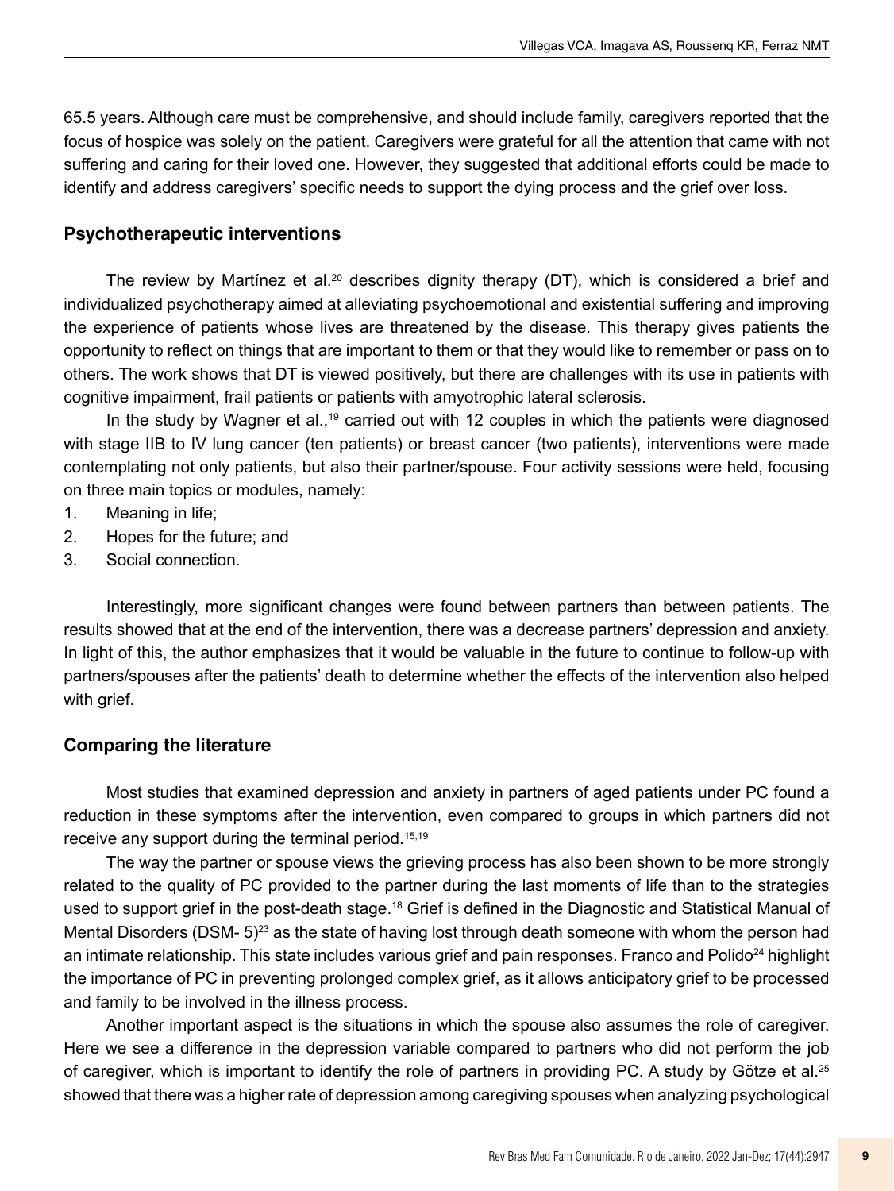65.5 years. Although care must be comprehensive, and should include family, caregivers reported that the focus of hospice was solely on the patient. Caregivers were grateful for all the attention that came with not suffering and caring for their loved one. However, they suggested that additional efforts could be made to identify and address caregivers' specific needs to support the dying process and the grief over loss.

## Psychotherapeutic interventions

The review by Martínez et al.[20] describes dignity therapy (DT), which is considered a brief and individualized psychotherapy aimed at alleviating psychoemotional and existential suffering and improving the experience of patients whose lives are threatened by the disease. This therapy gives patients the opportunity to reflect on things that are important to them or that they would like to remember or pass on to others. The work shows that DT is viewed positively, but there are challenges with its use in patients with cognitive impairment, frail patients or patients with amyotrophic lateral sclerosis.

In the study by Wagner et al.,[19] carried out with 12 couples in which the patients were diagnosed with stage IIB to IV lung cancer (ten patients) or breast cancer (two patients), interventions were made contemplating not only patients, but also their partner/spouse. Four activity sessions were held, focusing on three main topics or modules, namely:

1. Meaning in life;
2. Hopes for the future; and
3. Social connection.

Interestingly, more significant changes were found between partners than between patients. The results showed that at the end of the intervention, there was a decrease partners' depression and anxiety. In light of this, the author emphasizes that it would be valuable in the future to continue to follow-up with partners/spouses after the patients' death to determine whether the effects of the intervention also helped with grief.

## Comparing the literature

Most studies that examined depression and anxiety in partners of aged patients under PC found a reduction in these symptoms after the intervention, even compared to groups in which partners did not receive any support during the terminal period.[15,19]

The way the partner or spouse views the grieving process has also been shown to be more strongly related to the quality of PC provided to the partner during the last moments of life than to the strategies used to support grief in the post-death stage.[18] Grief is defined in the Diagnostic and Statistical Manual of Mental Disorders (DSM- 5)[23] as the state of having lost through death someone with whom the person had an intimate relationship. This state includes various grief and pain responses. Franco and Polido[24] highlight the importance of PC in preventing prolonged complex grief, as it allows anticipatory grief to be processed and family to be involved in the illness process.

Another important aspect is the situations in which the spouse also assumes the role of caregiver. Here we see a difference in the depression variable compared to partners who did not perform the job of caregiver, which is important to identify the role of partners in providing PC. A study by Götze et al.[25] showed that there was a higher rate of depression among caregiving spouses when analyzing psychological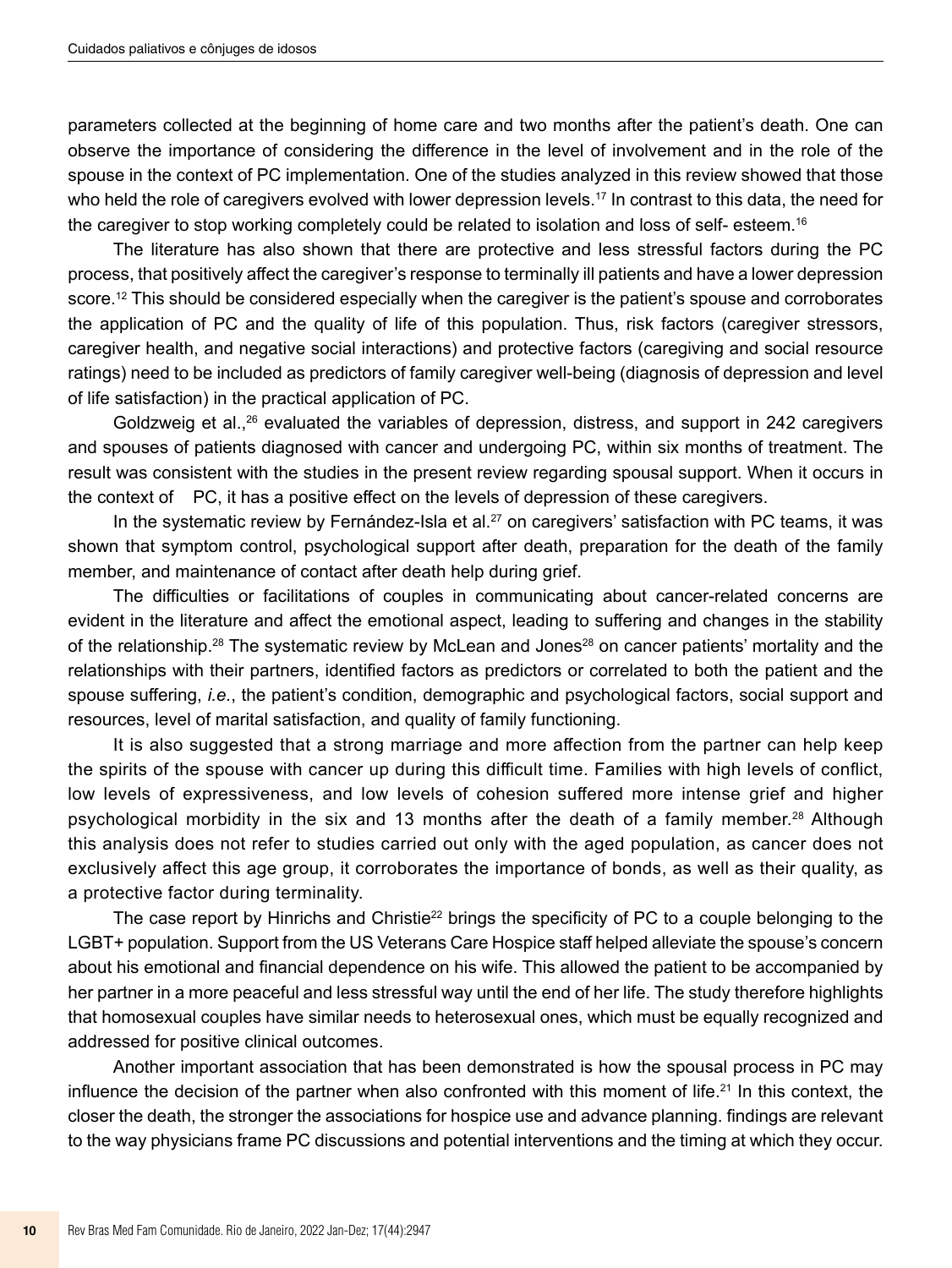parameters collected at the beginning of home care and two months after the patient's death. One can observe the importance of considering the difference in the level of involvement and in the role of the spouse in the context of PC implementation. One of the studies analyzed in this review showed that those who held the role of caregivers evolved with lower depression levels.[17] In contrast to this data, the need for the caregiver to stop working completely could be related to isolation and loss of self- esteem.[16]

The literature has also shown that there are protective and less stressful factors during the PC process, that positively affect the caregiver's response to terminally ill patients and have a lower depression score.[12] This should be considered especially when the caregiver is the patient's spouse and corroborates the application of PC and the quality of life of this population. Thus, risk factors (caregiver stressors, caregiver health, and negative social interactions) and protective factors (caregiving and social resource ratings) need to be included as predictors of family caregiver well-being (diagnosis of depression and level of life satisfaction) in the practical application of PC.

Goldzweig et al.,[26] evaluated the variables of depression, distress, and support in 242 caregivers and spouses of patients diagnosed with cancer and undergoing PC, within six months of treatment. The result was consistent with the studies in the present review regarding spousal support. When it occurs in the context of PC, it has a positive effect on the levels of depression of these caregivers.

In the systematic review by Fernández-Isla et al.[27] on caregivers' satisfaction with PC teams, it was shown that symptom control, psychological support after death, preparation for the death of the family member, and maintenance of contact after death help during grief.

The difficulties or facilitations of couples in communicating about cancer-related concerns are evident in the literature and affect the emotional aspect, leading to suffering and changes in the stability of the relationship.[28] The systematic review by McLean and Jones[28] on cancer patients' mortality and the relationships with their partners, identified factors as predictors or correlated to both the patient and the spouse suffering, *i.e.*, the patient's condition, demographic and psychological factors, social support and resources, level of marital satisfaction, and quality of family functioning.

It is also suggested that a strong marriage and more affection from the partner can help keep the spirits of the spouse with cancer up during this difficult time. Families with high levels of conflict, low levels of expressiveness, and low levels of cohesion suffered more intense grief and higher psychological morbidity in the six and 13 months after the death of a family member.[28] Although this analysis does not refer to studies carried out only with the aged population, as cancer does not exclusively affect this age group, it corroborates the importance of bonds, as well as their quality, as a protective factor during terminality.

The case report by Hinrichs and Christie[22] brings the specificity of PC to a couple belonging to the LGBT+ population. Support from the US Veterans Care Hospice staff helped alleviate the spouse's concern about his emotional and financial dependence on his wife. This allowed the patient to be accompanied by her partner in a more peaceful and less stressful way until the end of her life. The study therefore highlights that homosexual couples have similar needs to heterosexual ones, which must be equally recognized and addressed for positive clinical outcomes.

Another important association that has been demonstrated is how the spousal process in PC may influence the decision of the partner when also confronted with this moment of life.[21] In this context, the closer the death, the stronger the associations for hospice use and advance planning. findings are relevant to the way physicians frame PC discussions and potential interventions and the timing at which they occur.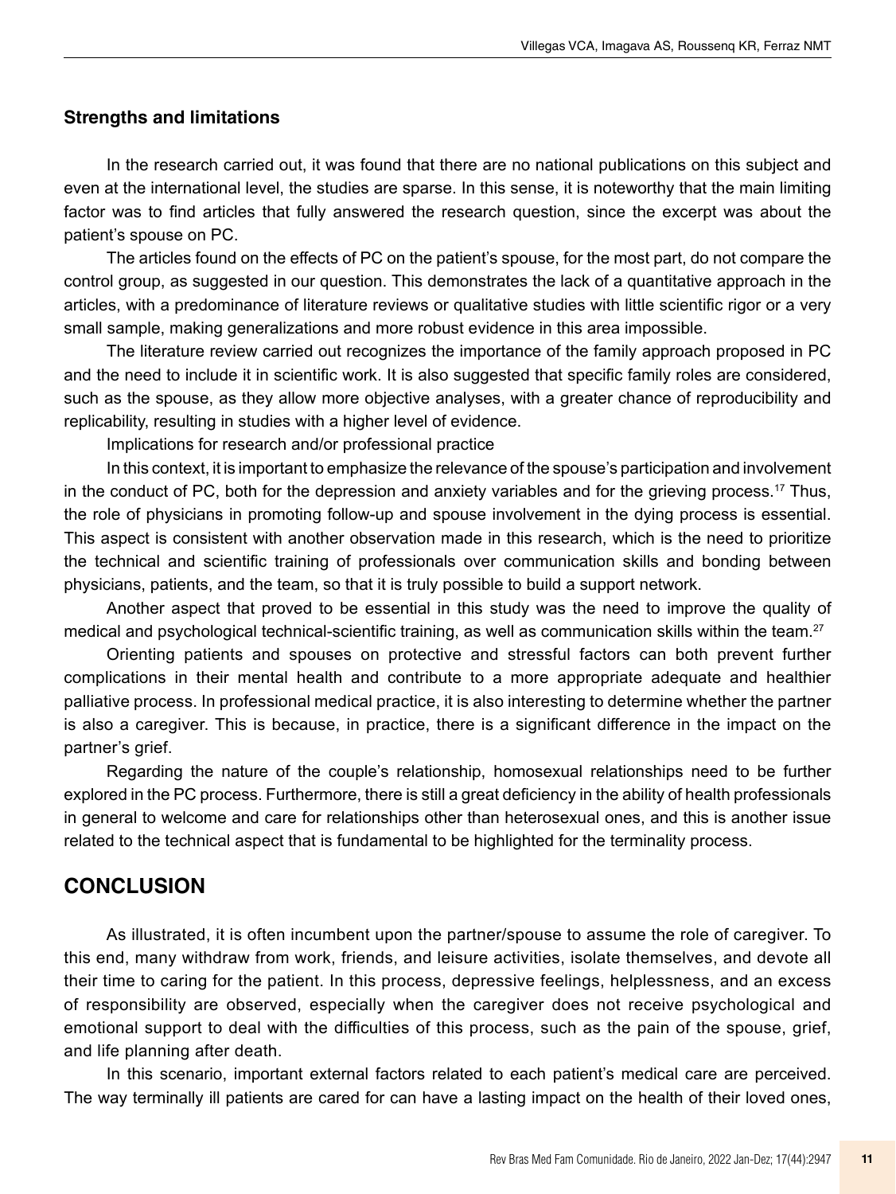### Strengths and limitations

In the research carried out, it was found that there are no national publications on this subject and even at the international level, the studies are sparse. In this sense, it is noteworthy that the main limiting factor was to find articles that fully answered the research question, since the excerpt was about the patient's spouse on PC.

The articles found on the effects of PC on the patient's spouse, for the most part, do not compare the control group, as suggested in our question. This demonstrates the lack of a quantitative approach in the articles, with a predominance of literature reviews or qualitative studies with little scientific rigor or a very small sample, making generalizations and more robust evidence in this area impossible.

The literature review carried out recognizes the importance of the family approach proposed in PC and the need to include it in scientific work. It is also suggested that specific family roles are considered, such as the spouse, as they allow more objective analyses, with a greater chance of reproducibility and replicability, resulting in studies with a higher level of evidence.

Implications for research and/or professional practice

In this context, it is important to emphasize the relevance of the spouse's participation and involvement in the conduct of PC, both for the depression and anxiety variables and for the grieving process.[17] Thus, the role of physicians in promoting follow-up and spouse involvement in the dying process is essential. This aspect is consistent with another observation made in this research, which is the need to prioritize the technical and scientific training of professionals over communication skills and bonding between physicians, patients, and the team, so that it is truly possible to build a support network.

Another aspect that proved to be essential in this study was the need to improve the quality of medical and psychological technical-scientific training, as well as communication skills within the team.[27]

Orienting patients and spouses on protective and stressful factors can both prevent further complications in their mental health and contribute to a more appropriate adequate and healthier palliative process. In professional medical practice, it is also interesting to determine whether the partner is also a caregiver. This is because, in practice, there is a significant difference in the impact on the partner's grief.

Regarding the nature of the couple's relationship, homosexual relationships need to be further explored in the PC process. Furthermore, there is still a great deficiency in the ability of health professionals in general to welcome and care for relationships other than heterosexual ones, and this is another issue related to the technical aspect that is fundamental to be highlighted for the terminality process.

## CONCLUSION

As illustrated, it is often incumbent upon the partner/spouse to assume the role of caregiver. To this end, many withdraw from work, friends, and leisure activities, isolate themselves, and devote all their time to caring for the patient. In this process, depressive feelings, helplessness, and an excess of responsibility are observed, especially when the caregiver does not receive psychological and emotional support to deal with the difficulties of this process, such as the pain of the spouse, grief, and life planning after death.

In this scenario, important external factors related to each patient's medical care are perceived. The way terminally ill patients are cared for can have a lasting impact on the health of their loved ones,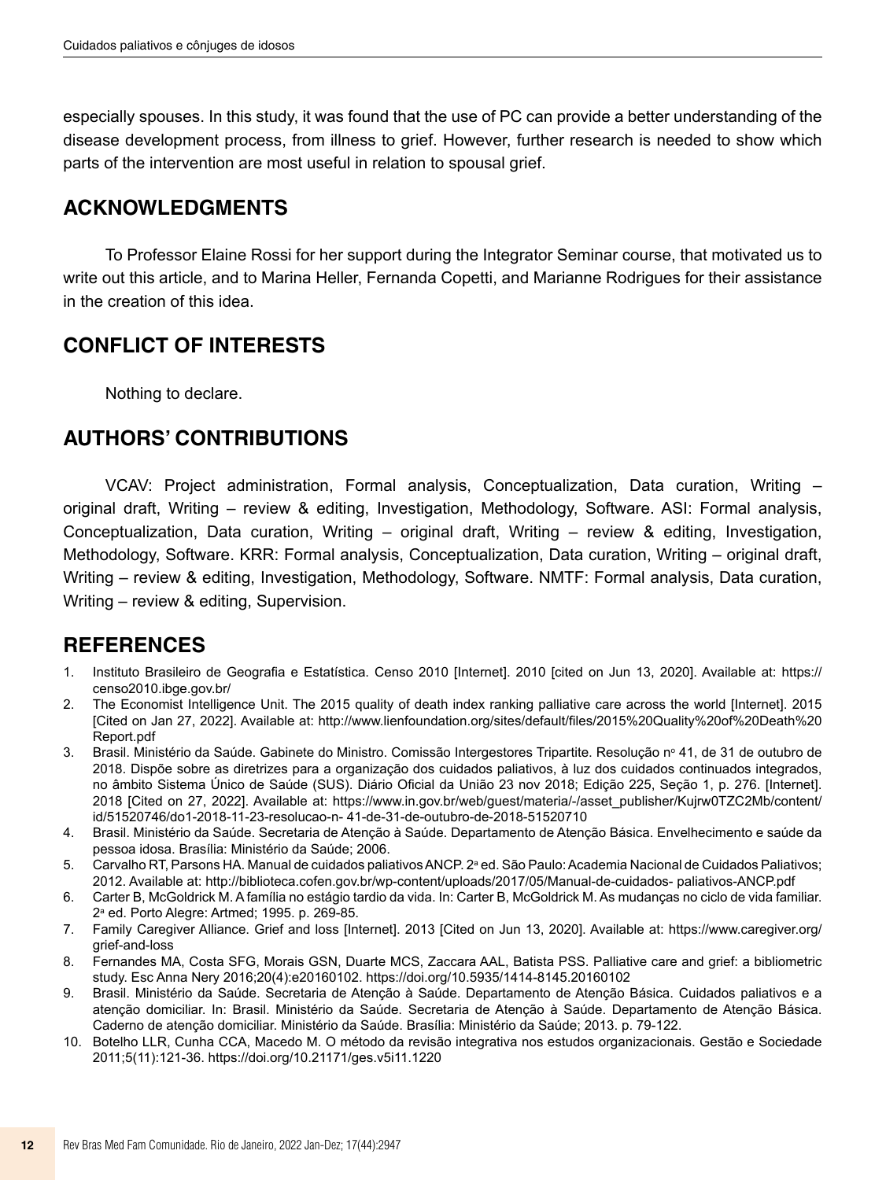especially spouses. In this study, it was found that the use of PC can provide a better understanding of the disease development process, from illness to grief. However, further research is needed to show which parts of the intervention are most useful in relation to spousal grief.

## ACKNOWLEDGMENTS

To Professor Elaine Rossi for her support during the Integrator Seminar course, that motivated us to write out this article, and to Marina Heller, Fernanda Copetti, and Marianne Rodrigues for their assistance in the creation of this idea.

## CONFLICT OF INTERESTS

Nothing to declare.

## AUTHORS' CONTRIBUTIONS

VCAV: Project administration, Formal analysis, Conceptualization, Data curation, Writing – original draft, Writing – review & editing, Investigation, Methodology, Software. ASI: Formal analysis, Conceptualization, Data curation, Writing – original draft, Writing – review & editing, Investigation, Methodology, Software. KRR: Formal analysis, Conceptualization, Data curation, Writing – original draft, Writing – review & editing, Investigation, Methodology, Software. NMTF: Formal analysis, Data curation, Writing – review & editing, Supervision.

## REFERENCES

1. Instituto Brasileiro de Geografia e Estatística. Censo 2010 [Internet]. 2010 [cited on Jun 13, 2020]. Available at: https://censo2010.ibge.gov.br/
2. The Economist Intelligence Unit. The 2015 quality of death index ranking palliative care across the world [Internet]. 2015 [Cited on Jan 27, 2022]. Available at: http://www.lienfoundation.org/sites/default/files/2015%20Quality%20of%20Death%20Report.pdf
3. Brasil. Ministério da Saúde. Gabinete do Ministro. Comissão Intergestores Tripartite. Resolução nº 41, de 31 de outubro de 2018. Dispõe sobre as diretrizes para a organização dos cuidados paliativos, à luz dos cuidados continuados integrados, no âmbito Sistema Único de Saúde (SUS). Diário Oficial da União 23 nov 2018; Edição 225, Seção 1, p. 276. [Internet]. 2018 [Cited on 27, 2022]. Available at: https://www.in.gov.br/web/guest/materia/-/asset_publisher/Kujrw0TZC2Mb/content/id/51520746/do1-2018-11-23-resolucao-n- 41-de-31-de-outubro-de-2018-51520710
4. Brasil. Ministério da Saúde. Secretaria de Atenção à Saúde. Departamento de Atenção Básica. Envelhecimento e saúde da pessoa idosa. Brasília: Ministério da Saúde; 2006.
5. Carvalho RT, Parsons HA. Manual de cuidados paliativos ANCP. 2ª ed. São Paulo: Academia Nacional de Cuidados Paliativos; 2012. Available at: http://biblioteca.cofen.gov.br/wp-content/uploads/2017/05/Manual-de-cuidados- paliativos-ANCP.pdf
6. Carter B, McGoldrick M. A família no estágio tardio da vida. In: Carter B, McGoldrick M. As mudanças no ciclo de vida familiar. 2ª ed. Porto Alegre: Artmed; 1995. p. 269-85.
7. Family Caregiver Alliance. Grief and loss [Internet]. 2013 [Cited on Jun 13, 2020]. Available at: https://www.caregiver.org/grief-and-loss
8. Fernandes MA, Costa SFG, Morais GSN, Duarte MCS, Zaccara AAL, Batista PSS. Palliative care and grief: a bibliometric study. Esc Anna Nery 2016;20(4):e20160102. https://doi.org/10.5935/1414-8145.20160102
9. Brasil. Ministério da Saúde. Secretaria de Atenção à Saúde. Departamento de Atenção Básica. Cuidados paliativos e a atenção domiciliar. In: Brasil. Ministério da Saúde. Secretaria de Atenção à Saúde. Departamento de Atenção Básica. Caderno de atenção domiciliar. Ministério da Saúde. Brasília: Ministério da Saúde; 2013. p. 79-122.
10. Botelho LLR, Cunha CCA, Macedo M. O método da revisão integrativa nos estudos organizacionais. Gestão e Sociedade 2011;5(11):121-36. https://doi.org/10.21171/ges.v5i11.1220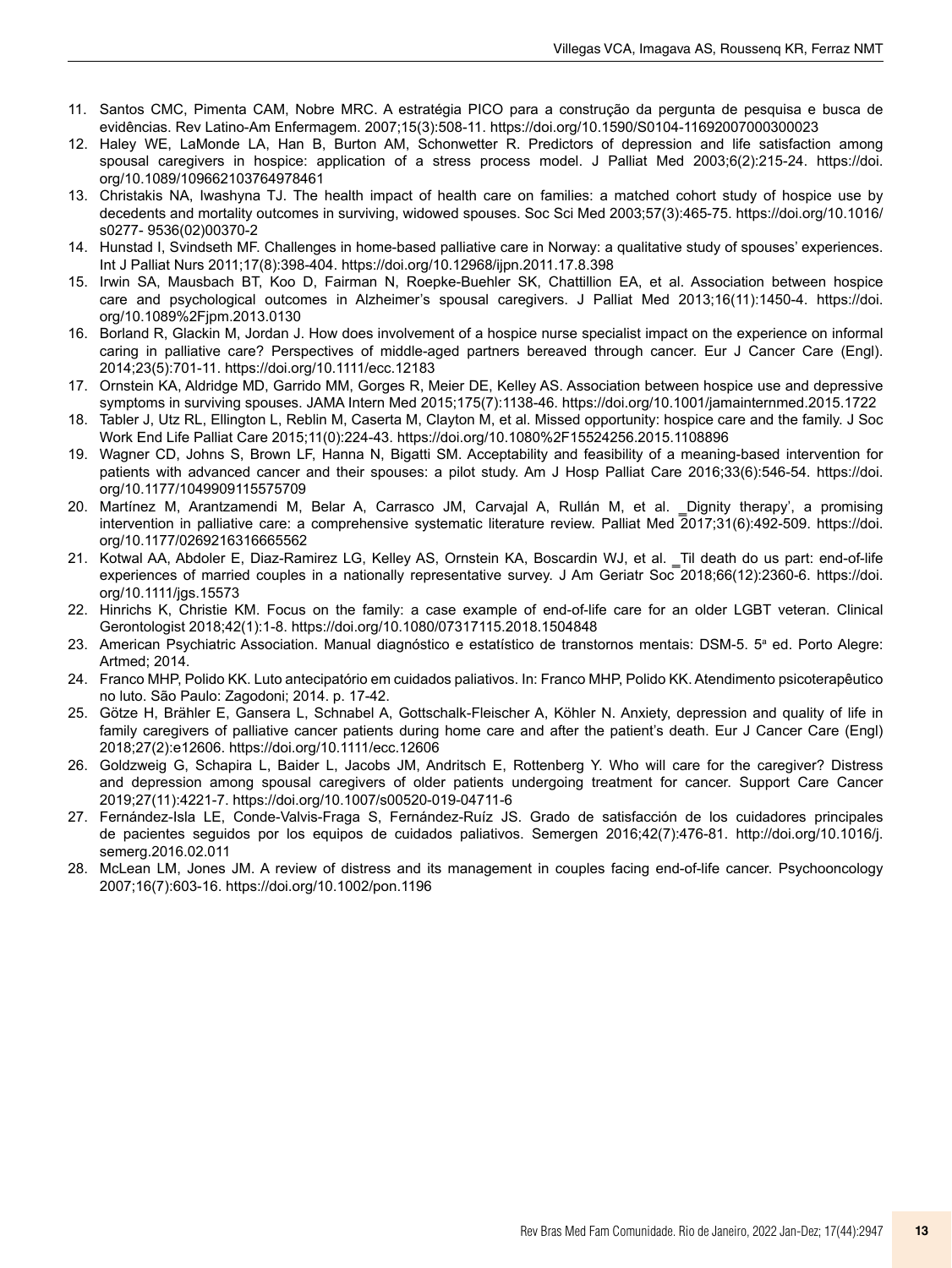11. Santos CMC, Pimenta CAM, Nobre MRC. A estratégia PICO para a construção da pergunta de pesquisa e busca de evidências. Rev Latino-Am Enfermagem. 2007;15(3):508-11. https://doi.org/10.1590/S0104-11692007000300023
12. Haley WE, LaMonde LA, Han B, Burton AM, Schonwetter R. Predictors of depression and life satisfaction among spousal caregivers in hospice: application of a stress process model. J Palliat Med 2003;6(2):215-24. https://doi.org/10.1089/109662103764978461
13. Christakis NA, Iwashyna TJ. The health impact of health care on families: a matched cohort study of hospice use by decedents and mortality outcomes in surviving, widowed spouses. Soc Sci Med 2003;57(3):465-75. https://doi.org/10.1016/s0277- 9536(02)00370-2
14. Hunstad I, Svindseth MF. Challenges in home-based palliative care in Norway: a qualitative study of spouses' experiences. Int J Palliat Nurs 2011;17(8):398-404. https://doi.org/10.12968/ijpn.2011.17.8.398
15. Irwin SA, Mausbach BT, Koo D, Fairman N, Roepke-Buehler SK, Chattillion EA, et al. Association between hospice care and psychological outcomes in Alzheimer's spousal caregivers. J Palliat Med 2013;16(11):1450-4. https://doi.org/10.1089%2Fjpm.2013.0130
16. Borland R, Glackin M, Jordan J. How does involvement of a hospice nurse specialist impact on the experience on informal caring in palliative care? Perspectives of middle-aged partners bereaved through cancer. Eur J Cancer Care (Engl). 2014;23(5):701-11. https://doi.org/10.1111/ecc.12183
17. Ornstein KA, Aldridge MD, Garrido MM, Gorges R, Meier DE, Kelley AS. Association between hospice use and depressive symptoms in surviving spouses. JAMA Intern Med 2015;175(7):1138-46. https://doi.org/10.1001/jamainternmed.2015.1722
18. Tabler J, Utz RL, Ellington L, Reblin M, Caserta M, Clayton M, et al. Missed opportunity: hospice care and the family. J Soc Work End Life Palliat Care 2015;11(0):224-43. https://doi.org/10.1080%2F15524256.2015.1108896
19. Wagner CD, Johns S, Brown LF, Hanna N, Bigatti SM. Acceptability and feasibility of a meaning-based intervention for patients with advanced cancer and their spouses: a pilot study. Am J Hosp Palliat Care 2016;33(6):546-54. https://doi.org/10.1177/1049909115575709
20. Martínez M, Arantzamendi M, Belar A, Carrasco JM, Carvajal A, Rullán M, et al. ‗Dignity therapy', a promising intervention in palliative care: a comprehensive systematic literature review. Palliat Med 2017;31(6):492-509. https://doi.org/10.1177/0269216316665562
21. Kotwal AA, Abdoler E, Diaz-Ramirez LG, Kelley AS, Ornstein KA, Boscardin WJ, et al. ‗Til death do us part: end-of-life experiences of married couples in a nationally representative survey. J Am Geriatr Soc 2018;66(12):2360-6. https://doi.org/10.1111/jgs.15573
22. Hinrichs K, Christie KM. Focus on the family: a case example of end-of-life care for an older LGBT veteran. Clinical Gerontologist 2018;42(1):1-8. https://doi.org/10.1080/07317115.2018.1504848
23. American Psychiatric Association. Manual diagnóstico e estatístico de transtornos mentais: DSM-5. 5ª ed. Porto Alegre: Artmed; 2014.
24. Franco MHP, Polido KK. Luto antecipatório em cuidados paliativos. In: Franco MHP, Polido KK. Atendimento psicoterapêutico no luto. São Paulo: Zagodoni; 2014. p. 17-42.
25. Götze H, Brähler E, Gansera L, Schnabel A, Gottschalk-Fleischer A, Köhler N. Anxiety, depression and quality of life in family caregivers of palliative cancer patients during home care and after the patient's death. Eur J Cancer Care (Engl) 2018;27(2):e12606. https://doi.org/10.1111/ecc.12606
26. Goldzweig G, Schapira L, Baider L, Jacobs JM, Andritsch E, Rottenberg Y. Who will care for the caregiver? Distress and depression among spousal caregivers of older patients undergoing treatment for cancer. Support Care Cancer 2019;27(11):4221-7. https://doi.org/10.1007/s00520-019-04711-6
27. Fernández-Isla LE, Conde-Valvis-Fraga S, Fernández-Ruíz JS. Grado de satisfacción de los cuidadores principales de pacientes seguidos por los equipos de cuidados paliativos. Semergen 2016;42(7):476-81. http://doi.org/10.1016/j.semerg.2016.02.011
28. McLean LM, Jones JM. A review of distress and its management in couples facing end-of-life cancer. Psychooncology 2007;16(7):603-16. https://doi.org/10.1002/pon.1196